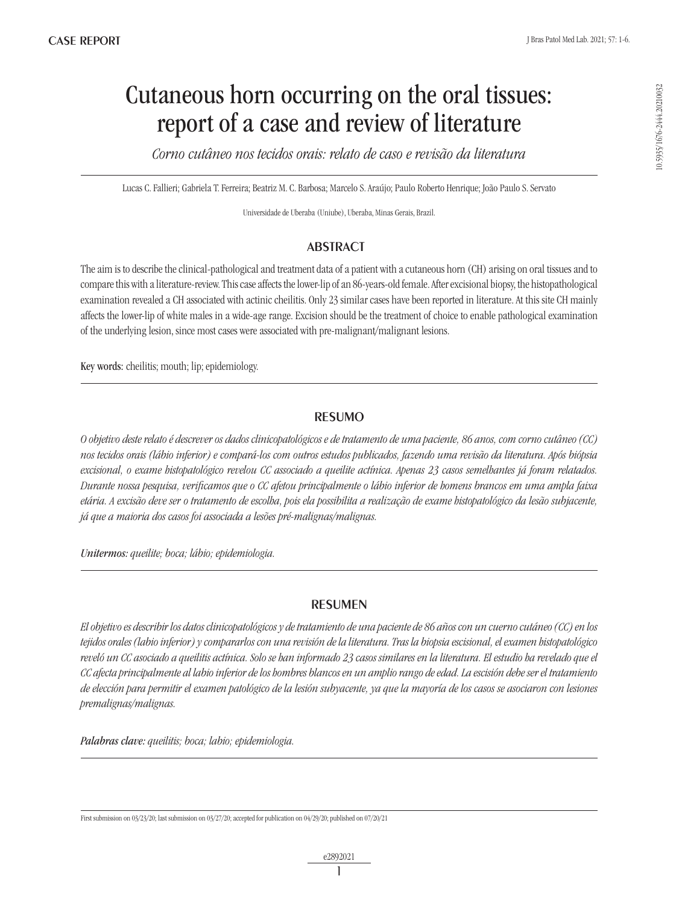CASE REPORT

# Cutaneous horn occurring on the oral tissues: report of a case and review of literature

*Corno cutâneo nos tecidos orais: relato de caso e revisão da literatura*

Lucas C. Fallieri; Gabriela T. Ferreira; Beatriz M. C. Barbosa; Marcelo S. Araújo; Paulo Roberto Henrique; João Paulo S. Servato

Universidade de Uberaba (Uniube), Uberaba, Minas Gerais, Brazil.

## ABSTRACT

The aim is to describe the clinical-pathological and treatment data of a patient with a cutaneous horn (CH) arising on oral tissues and to compare this with a literature-review. This case affects the lower-lip of an 86-years-old female. After excisional biopsy, the histopathological examination revealed a CH associated with actinic cheilitis. Only 23 similar cases have been reported in literature. At this site CH mainly affects the lower-lip of white males in a wide-age range. Excision should be the treatment of choice to enable pathological examination of the underlying lesion, since most cases were associated with pre-malignant/malignant lesions.

**Key words:** cheilitis; mouth; lip; epidemiology.

## RESUMO

*O objetivo deste relato é descrever os dados clinicopatológicos e de tratamento de uma paciente, 86 anos, com corno cutâneo (CC) nos tecidos orais (lábio inferior) e compará-los com outros estudos publicados, fazendo uma revisão da literatura. Após biópsia excisional, o exame histopatológico revelou CC associado a queilite actínica. Apenas 23 casos semelhantes já foram relatados. Durante nossa pesquisa, verificamos que o CC afetou principalmente o lábio inferior de homens brancos em uma ampla faixa etária. A excisão deve ser o tratamento de escolha, pois ela possibilita a realização de exame histopatológico da lesão subjacente, já que a maioria dos casos foi associada a lesões pré-malignas/malignas.*

***Unitermos:*** *queilite; boca; lábio; epidemiologia.*

## RESUMEN

*El objetivo es describir los datos clinicopatológicos y de tratamiento de una paciente de 86 años con un cuerno cutáneo (CC) en los tejidos orales (labio inferior) y compararlos con una revisión de la literatura. Tras la biopsia escisional, el examen histopatológico reveló un CC asociado a queilitis actínica. Solo se han informado 23 casos similares en la literatura. El estudio ha revelado que el CC afecta principalmente al labio inferior de los hombres blancos en un amplio rango de edad. La escisión debe ser el tratamiento de elección para permitir el examen patológico de la lesión subyacente, ya que la mayoría de los casos se asociaron con lesiones premalignas/malignas.*

***Palabras clave:*** *queilitis; boca; labio; epidemiología.*

First submission on 03/23/20; last submission on 03/27/20; accepted for publication on 04/29/20; published on 07/20/21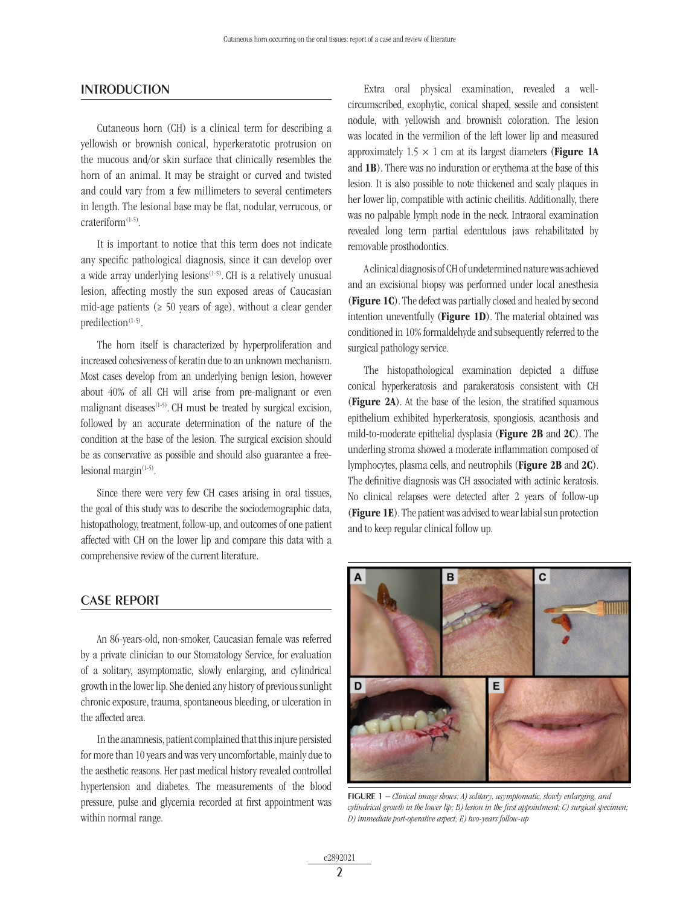## INTRODUCTION

Cutaneous horn (CH) is a clinical term for describing a yellowish or brownish conical, hyperkeratotic protrusion on the mucous and/or skin surface that clinically resembles the horn of an animal. It may be straight or curved and twisted and could vary from a few millimeters to several centimeters in length. The lesional base may be flat, nodular, verrucous, or crateriform[1-5].

It is important to notice that this term does not indicate any specific pathological diagnosis, since it can develop over a wide array underlying lesions[1-5]. CH is a relatively unusual lesion, affecting mostly the sun exposed areas of Caucasian mid-age patients (≥ 50 years of age), without a clear gender predilection[1-5].

The horn itself is characterized by hyperproliferation and increased cohesiveness of keratin due to an unknown mechanism. Most cases develop from an underlying benign lesion, however about 40% of all CH will arise from pre-malignant or even malignant diseases[1-5]. CH must be treated by surgical excision, followed by an accurate determination of the nature of the condition at the base of the lesion. The surgical excision should be as conservative as possible and should also guarantee a free-lesional margin[1-5].

Since there were very few CH cases arising in oral tissues, the goal of this study was to describe the sociodemographic data, histopathology, treatment, follow-up, and outcomes of one patient affected with CH on the lower lip and compare this data with a comprehensive review of the current literature.

## CASE REPORT

An 86-years-old, non-smoker, Caucasian female was referred by a private clinician to our Stomatology Service, for evaluation of a solitary, asymptomatic, slowly enlarging, and cylindrical growth in the lower lip. She denied any history of previous sunlight chronic exposure, trauma, spontaneous bleeding, or ulceration in the affected area.

In the anamnesis, patient complained that this injure persisted for more than 10 years and was very uncomfortable, mainly due to the aesthetic reasons. Her past medical history revealed controlled hypertension and diabetes. The measurements of the blood pressure, pulse and glycemia recorded at first appointment was within normal range.

Extra oral physical examination, revealed a well-circumscribed, exophytic, conical shaped, sessile and consistent nodule, with yellowish and brownish coloration. The lesion was located in the vermilion of the left lower lip and measured approximately 1.5 × 1 cm at its largest diameters (**Figure 1A** and **1B**). There was no induration or erythema at the base of this lesion. It is also possible to note thickened and scaly plaques in her lower lip, compatible with actinic cheilitis. Additionally, there was no palpable lymph node in the neck. Intraoral examination revealed long term partial edentulous jaws rehabilitated by removable prosthodontics.

A clinical diagnosis of CH of undetermined nature was achieved and an excisional biopsy was performed under local anesthesia (**Figure 1C**). The defect was partially closed and healed by second intention uneventfully (**Figure 1D**). The material obtained was conditioned in 10% formaldehyde and subsequently referred to the surgical pathology service.

The histopathological examination depicted a diffuse conical hyperkeratosis and parakeratosis consistent with CH (**Figure 2A**). At the base of the lesion, the stratified squamous epithelium exhibited hyperkeratosis, spongiosis, acanthosis and mild-to-moderate epithelial dysplasia (**Figure 2B** and **2C**). The underling stroma showed a moderate inflammation composed of lymphocytes, plasma cells, and neutrophils (**Figure 2B** and **2C**). The definitive diagnosis was CH associated with actinic keratosis. No clinical relapses were detected after 2 years of follow-up (**Figure 1E**). The patient was advised to wear labial sun protection and to keep regular clinical follow up.

FIGURE 1 – *Clinical image shows: A) solitary, asymptomatic, slowly enlarging, and cylindrical growth in the lower lip; B) lesion in the first appointment; C) surgical specimen; D) immediate post-operative aspect; E) two-years follow-up*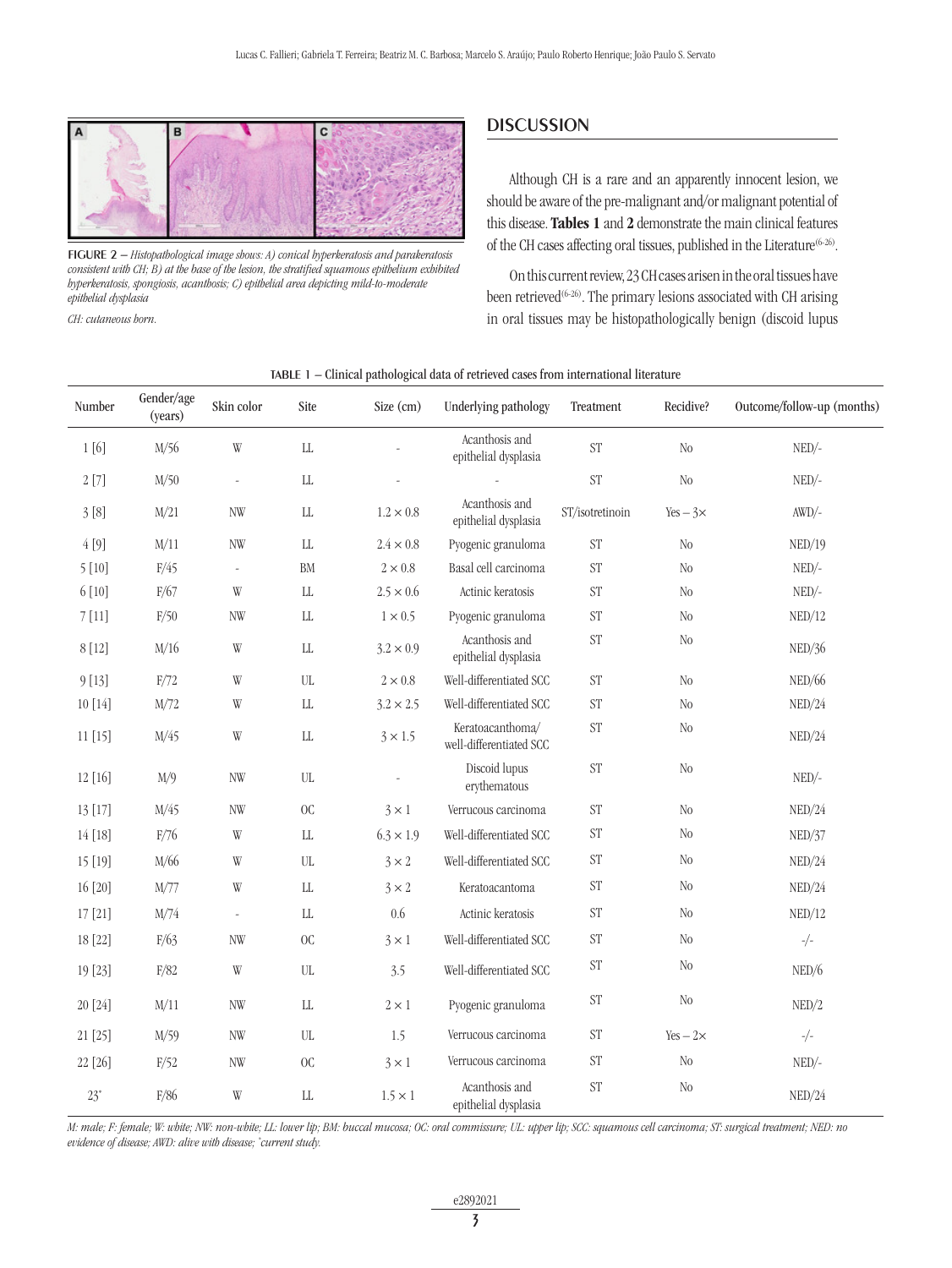FIGURE 2 – *Histopathological image shows: A) conical hyperkeratosis and parakeratosis consistent with CH; B) at the base of the lesion, the stratified squamous epithelium exhibited hyperkeratosis, spongiosis, acanthosis; C) epithelial area depicting mild-to-moderate epithelial dysplasia*

*CH: cutaneous horn.*

## DISCUSSION

Although CH is a rare and an apparently innocent lesion, we should be aware of the pre-malignant and/or malignant potential of this disease. **Tables 1** and **2** demonstrate the main clinical features of the CH cases affecting oral tissues, published in the Literature[(6-26)].

On this current review, 23 CH cases arisen in the oral tissues have been retrieved[(6-26)]. The primary lesions associated with CH arising in oral tissues may be histopathologically benign (discoid lupus

TABLE 1 – Clinical pathological data of retrieved cases from international literature

| Number | Gender/age (years) | Skin color | Site | Size (cm) | Underlying pathology | Treatment | Recidive? | Outcome/follow-up (months) |
|---|---|---|---|---|---|---|---|---|
| 1 [6] | M/56 | W | LL | - | Acanthosis and epithelial dysplasia | ST | No | NED/- |
| 2 [7] | M/50 | - | LL | - | - | ST | No | NED/- |
| 3 [8] | M/21 | NW | LL | 1.2 × 0.8 | Acanthosis and epithelial dysplasia | ST/isotretinoin | Yes – 3× | AWD/- |
| 4 [9] | M/11 | NW | LL | 2.4 × 0.8 | Pyogenic granuloma | ST | No | NED/19 |
| 5 [10] | F/45 | - | BM | 2 × 0.8 | Basal cell carcinoma | ST | No | NED/- |
| 6 [10] | F/67 | W | LL | 2.5 × 0.6 | Actinic keratosis | ST | No | NED/- |
| 7 [11] | F/50 | NW | LL | 1 × 0.5 | Pyogenic granuloma | ST | No | NED/12 |
| 8 [12] | M/16 | W | LL | 3.2 × 0.9 | Acanthosis and epithelial dysplasia | ST | No | NED/36 |
| 9 [13] | F/72 | W | UL | 2 × 0.8 | Well-differentiated SCC | ST | No | NED/66 |
| 10 [14] | M/72 | W | LL | 3.2 × 2.5 | Well-differentiated SCC | ST | No | NED/24 |
| 11 [15] | M/45 | W | LL | 3 × 1.5 | Keratoacanthoma/ well-differentiated SCC | ST | No | NED/24 |
| 12 [16] | M/9 | NW | UL | - | Discoid lupus erythematous | ST | No | NED/- |
| 13 [17] | M/45 | NW | OC | 3 × 1 | Verrucous carcinoma | ST | No | NED/24 |
| 14 [18] | F/76 | W | LL | 6.3 × 1.9 | Well-differentiated SCC | ST | No | NED/37 |
| 15 [19] | M/66 | W | UL | 3 × 2 | Well-differentiated SCC | ST | No | NED/24 |
| 16 [20] | M/77 | W | LL | 3 × 2 | Keratoacantoma | ST | No | NED/24 |
| 17 [21] | M/74 | - | LL | 0.6 | Actinic keratosis | ST | No | NED/12 |
| 18 [22] | F/63 | NW | OC | 3 × 1 | Well-differentiated SCC | ST | No | -/- |
| 19 [23] | F/82 | W | UL | 3.5 | Well-differentiated SCC | ST | No | NED/6 |
| 20 [24] | M/11 | NW | LL | 2 × 1 | Pyogenic granuloma | ST | No | NED/2 |
| 21 [25] | M/59 | NW | UL | 1.5 | Verrucous carcinoma | ST | Yes – 2× | -/- |
| 22 [26] | F/52 | NW | OC | 3 × 1 | Verrucous carcinoma | ST | No | NED/- |
| 23* | F/86 | W | LL | 1.5 × 1 | Acanthosis and epithelial dysplasia | ST | No | NED/24 |

*M: male; F: female; W: white; NW: non-white; LL: lower lip; BM: buccal mucosa; OC: oral commissure; UL: upper lip; SCC: squamous cell carcinoma; ST: surgical treatment; NED: no evidence of disease; AWD: alive with disease; \*current study.*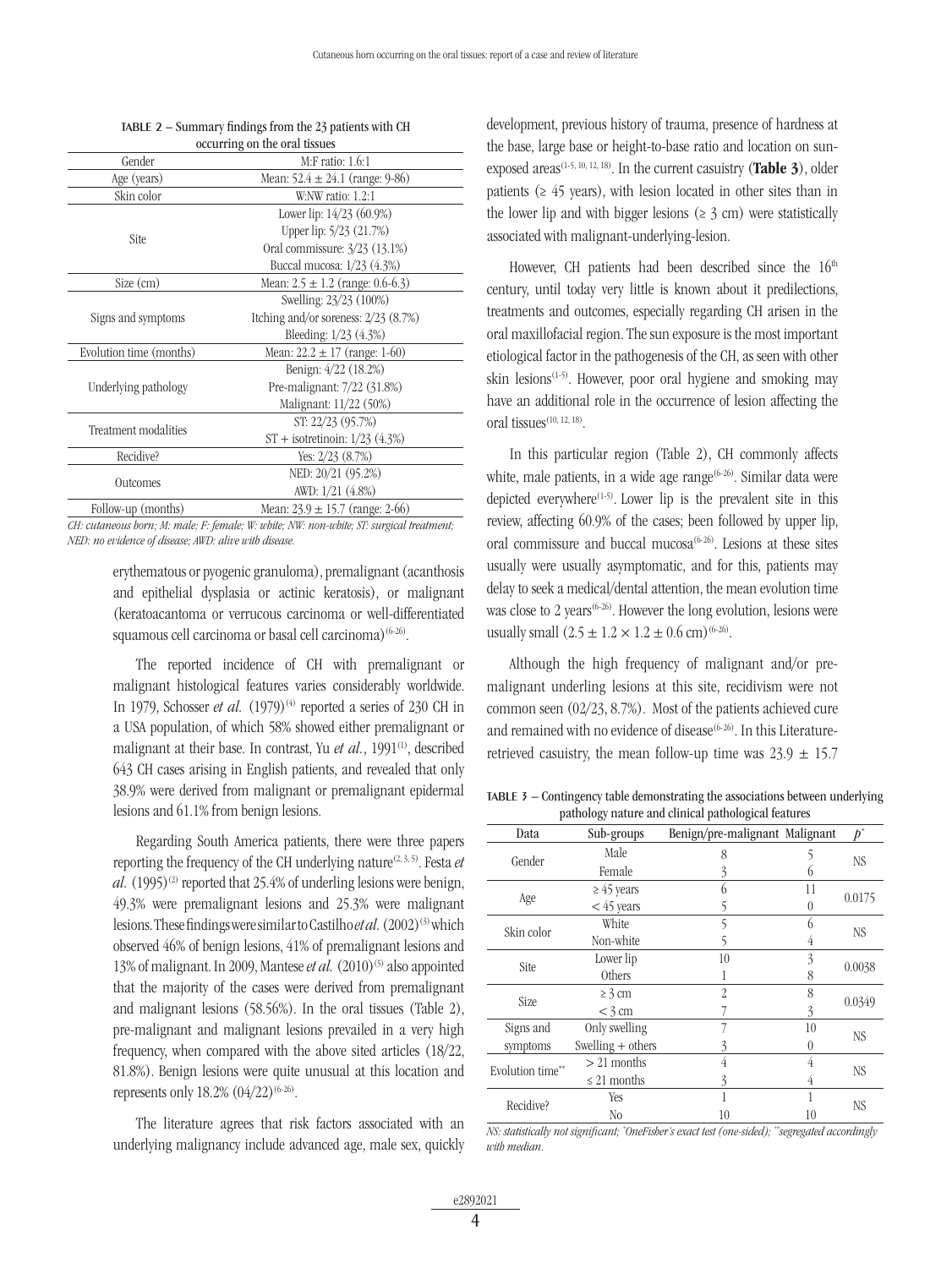TABLE 2 – Summary findings from the 23 patients with CH occurring on the oral tissues

| | |
|---|---|
| Gender | M:F ratio: 1.6:1 |
| Age (years) | Mean: 52.4 ± 24.1 (range: 9-86) |
| Skin color | W:NW ratio: 1.2:1 |
| Site | Lower lip: 14/23 (60.9%)<br>Upper lip: 5/23 (21.7%)<br>Oral commissure: 3/23 (13.1%)<br>Buccal mucosa: 1/23 (4.3%) |
| Size (cm) | Mean: 2.5 ± 1.2 (range: 0.6-6.3) |
| Signs and symptoms | Swelling: 23/23 (100%)<br>Itching and/or soreness: 2/23 (8.7%)<br>Bleeding: 1/23 (4.3%) |
| Evolution time (months) | Mean: 22.2 ± 17 (range: 1-60) |
| Underlying pathology | Benign: 4/22 (18.2%)<br>Pre-malignant: 7/22 (31.8%)<br>Malignant: 11/22 (50%) |
| Treatment modalities | ST: 22/23 (95.7%)<br>ST + isotretinoin: 1/23 (4.3%) |
| Recidive? | Yes: 2/23 (8.7%) |
| Outcomes | NED: 20/21 (95.2%)<br>AWD: 1/21 (4.8%) |
| Follow-up (months) | Mean: 23.9 ± 15.7 (range: 2-66) |

*CH: cutaneous horn; M: male; F: female; W: white; NW: non-white; ST: surgical treatment; NED: no evidence of disease; AWD: alive with disease.*

erythematous or pyogenic granuloma), premalignant (acanthosis and epithelial dysplasia or actinic keratosis), or malignant (keratoacantoma or verrucous carcinoma or well-differentiated squamous cell carcinoma or basal cell carcinoma)[6-26].

The reported incidence of CH with premalignant or malignant histological features varies considerably worldwide. In 1979, Schosser *et al.* (1979)[4] reported a series of 230 CH in a USA population, of which 58% showed either premalignant or malignant at their base. In contrast, Yu *et al.*, 1991[1], described 643 CH cases arising in English patients, and revealed that only 38.9% were derived from malignant or premalignant epidermal lesions and 61.1% from benign lesions.

Regarding South America patients, there were three papers reporting the frequency of the CH underlying nature[2, 3, 5]. Festa *et al.* (1995)[2] reported that 25.4% of underling lesions were benign, 49.3% were premalignant lesions and 25.3% were malignant lesions. These findings were similar to Castilho *et al.* (2002)[3] which observed 46% of benign lesions, 41% of premalignant lesions and 13% of malignant. In 2009, Mantese *et al.* (2010)[5] also appointed that the majority of the cases were derived from premalignant and malignant lesions (58.56%). In the oral tissues (Table 2), pre-malignant and malignant lesions prevailed in a very high frequency, when compared with the above sited articles (18/22, 81.8%). Benign lesions were quite unusual at this location and represents only 18.2% (04/22)[6-26].

The literature agrees that risk factors associated with an underlying malignancy include advanced age, male sex, quickly development, previous history of trauma, presence of hardness at the base, large base or height-to-base ratio and location on sun-exposed areas[1-5, 10, 12, 18]. In the current casuistry (**Table 3**), older patients (≥ 45 years), with lesion located in other sites than in the lower lip and with bigger lesions (≥ 3 cm) were statistically associated with malignant-underlying-lesion.

However, CH patients had been described since the 16th century, until today very little is known about it predilections, treatments and outcomes, especially regarding CH arisen in the oral maxillofacial region. The sun exposure is the most important etiological factor in the pathogenesis of the CH, as seen with other skin lesions[1-5]. However, poor oral hygiene and smoking may have an additional role in the occurrence of lesion affecting the oral tissues[10, 12, 18].

In this particular region (Table 2), CH commonly affects white, male patients, in a wide age range[6-26]. Similar data were depicted everywhere[1-5]. Lower lip is the prevalent site in this review, affecting 60.9% of the cases; been followed by upper lip, oral commissure and buccal mucosa[6-26]. Lesions at these sites usually were usually asymptomatic, and for this, patients may delay to seek a medical/dental attention, the mean evolution time was close to 2 years[6-26]. However the long evolution, lesions were usually small (2.5 ± 1.2 × 1.2 ± 0.6 cm)[6-26].

Although the high frequency of malignant and/or pre-malignant underling lesions at this site, recidivism were not common seen (02/23, 8.7%). Most of the patients achieved cure and remained with no evidence of disease[6-26]. In this Literature-retrieved casuistry, the mean follow-up time was 23.9 ± 15.7

TABLE 3 – Contingency table demonstrating the associations between underlying pathology nature and clinical pathological features

| Data | Sub-groups | Benign/pre-malignant | Malignant | $p^*$ |
|---|---|---|---|---|
| Gender | Male | 8 | 5 | NS |
| | Female | 3 | 6 | |
| Age | ≥ 45 years | 6 | 11 | 0.0175 |
| | < 45 years | 5 | 0 | |
| Skin color | White | 5 | 6 | NS |
| | Non-white | 5 | 4 | |
| Site | Lower lip | 10 | 3 | 0.0038 |
| | Others | 1 | 8 | |
| Size | ≥ 3 cm | 2 | 8 | 0.0349 |
| | < 3 cm | 7 | 3 | |
| Signs and symptoms | Only swelling | 7 | 10 | NS |
| | Swelling + others | 3 | 0 | |
| Evolution time** | > 21 months | 4 | 4 | NS |
| | ≤ 21 months | 3 | 4 | |
| Recidive? | Yes | 1 | 1 | NS |
| | No | 10 | 10 | |

*NS: statistically not significant; *OneFisher's exact test (one-sided); **segregated accordingly with median.*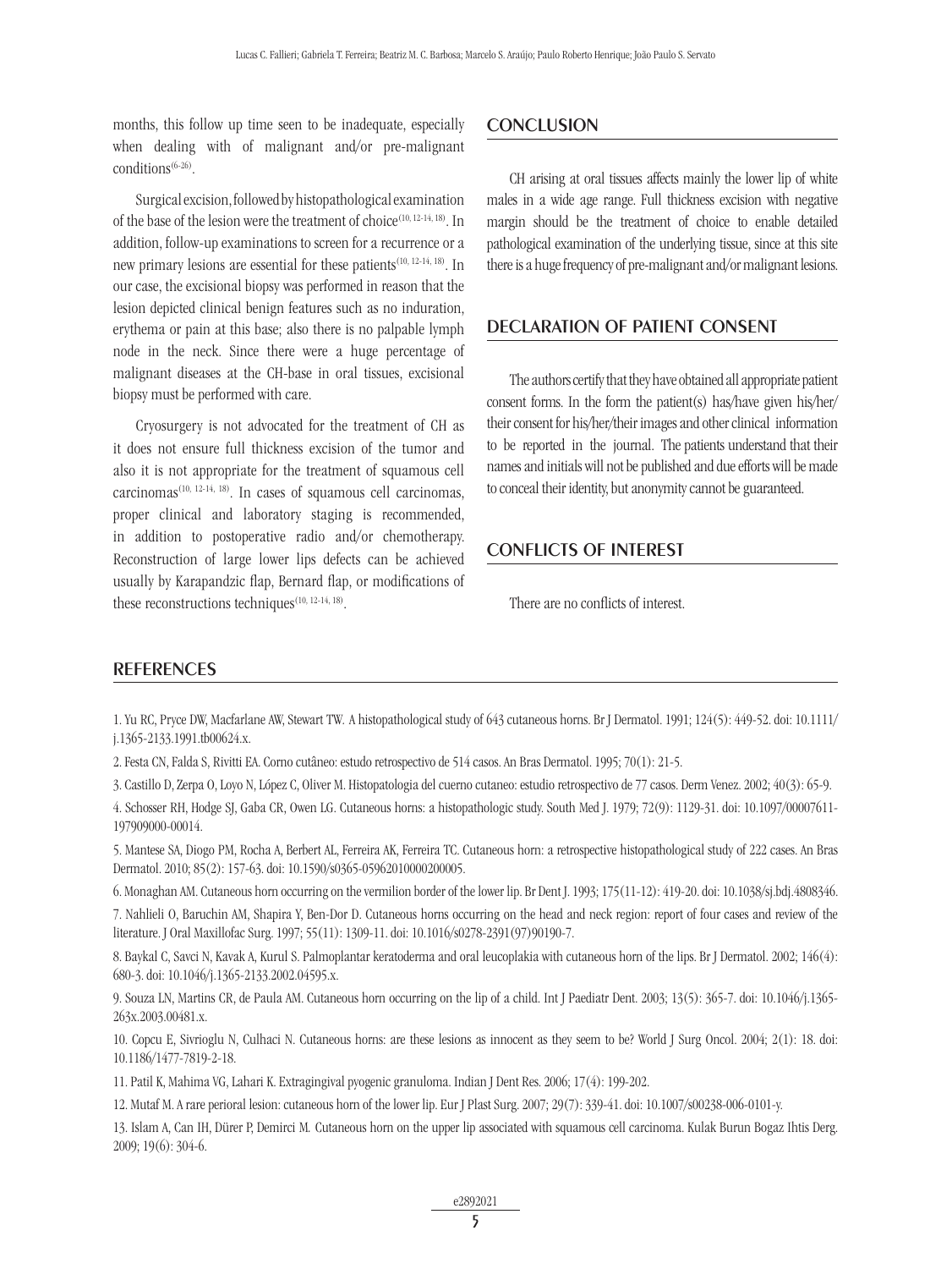months, this follow up time seen to be inadequate, especially when dealing with of malignant and/or pre-malignant conditions[6-26].

Surgical excision, followed by histopathological examination of the base of the lesion were the treatment of choice[10, 12-14, 18]. In addition, follow-up examinations to screen for a recurrence or a new primary lesions are essential for these patients[10, 12-14, 18]. In our case, the excisional biopsy was performed in reason that the lesion depicted clinical benign features such as no induration, erythema or pain at this base; also there is no palpable lymph node in the neck. Since there were a huge percentage of malignant diseases at the CH-base in oral tissues, excisional biopsy must be performed with care.

Cryosurgery is not advocated for the treatment of CH as it does not ensure full thickness excision of the tumor and also it is not appropriate for the treatment of squamous cell carcinomas[10, 12-14, 18]. In cases of squamous cell carcinomas, proper clinical and laboratory staging is recommended, in addition to postoperative radio and/or chemotherapy. Reconstruction of large lower lips defects can be achieved usually by Karapandzic flap, Bernard flap, or modifications of these reconstructions techniques[10, 12-14, 18].

## CONCLUSION

CH arising at oral tissues affects mainly the lower lip of white males in a wide age range. Full thickness excision with negative margin should be the treatment of choice to enable detailed pathological examination of the underlying tissue, since at this site there is a huge frequency of pre-malignant and/or malignant lesions.

## DECLARATION OF PATIENT CONSENT

The authors certify that they have obtained all appropriate patient consent forms. In the form the patient(s) has/have given his/her/their consent for his/her/their images and other clinical information to be reported in the journal. The patients understand that their names and initials will not be published and due efforts will be made to conceal their identity, but anonymity cannot be guaranteed.

## CONFLICTS OF INTEREST

There are no conflicts of interest.

## REFERENCES

1. Yu RC, Pryce DW, Macfarlane AW, Stewart TW. A histopathological study of 643 cutaneous horns. Br J Dermatol. 1991; 124(5): 449-52. doi: 10.1111/j.1365-2133.1991.tb00624.x.

2. Festa CN, Falda S, Rivitti EA. Corno cutâneo: estudo retrospectivo de 514 casos. An Bras Dermatol. 1995; 70(1): 21-5.

3. Castillo D, Zerpa O, Loyo N, López C, Oliver M. Histopatologia del cuerno cutaneo: estudio retrospectivo de 77 casos. Derm Venez. 2002; 40(3): 65-9.

4. Schosser RH, Hodge SJ, Gaba CR, Owen LG. Cutaneous horns: a histopathologic study. South Med J. 1979; 72(9): 1129-31. doi: 10.1097/00007611-197909000-00014.

5. Mantese SA, Diogo PM, Rocha A, Berbert AL, Ferreira AK, Ferreira TC. Cutaneous horn: a retrospective histopathological study of 222 cases. An Bras Dermatol. 2010; 85(2): 157-63. doi: 10.1590/s0365-05962010000200005.

6. Monaghan AM. Cutaneous horn occurring on the vermilion border of the lower lip. Br Dent J. 1993; 175(11-12): 419-20. doi: 10.1038/sj.bdj.4808346.

7. Nahlieli O, Baruchin AM, Shapira Y, Ben-Dor D. Cutaneous horns occurring on the head and neck region: report of four cases and review of the literature. J Oral Maxillofac Surg. 1997; 55(11): 1309-11. doi: 10.1016/s0278-2391(97)90190-7.

8. Baykal C, Savci N, Kavak A, Kurul S. Palmoplantar keratoderma and oral leucoplakia with cutaneous horn of the lips. Br J Dermatol. 2002; 146(4): 680-3. doi: 10.1046/j.1365-2133.2002.04595.x.

9. Souza LN, Martins CR, de Paula AM. Cutaneous horn occurring on the lip of a child. Int J Paediatr Dent. 2003; 13(5): 365-7. doi: 10.1046/j.1365-263x.2003.00481.x.

10. Copcu E, Sivrioglu N, Culhaci N. Cutaneous horns: are these lesions as innocent as they seem to be? World J Surg Oncol. 2004; 2(1): 18. doi: 10.1186/1477-7819-2-18.

11. Patil K, Mahima VG, Lahari K. Extragingival pyogenic granuloma. Indian J Dent Res. 2006; 17(4): 199-202.

12. Mutaf M. A rare perioral lesion: cutaneous horn of the lower lip. Eur J Plast Surg. 2007; 29(7): 339-41. doi: 10.1007/s00238-006-0101-y.

13. Islam A, Can IH, Dürer P, Demirci M. Cutaneous horn on the upper lip associated with squamous cell carcinoma. Kulak Burun Bogaz Ihtis Derg. 2009; 19(6): 304-6.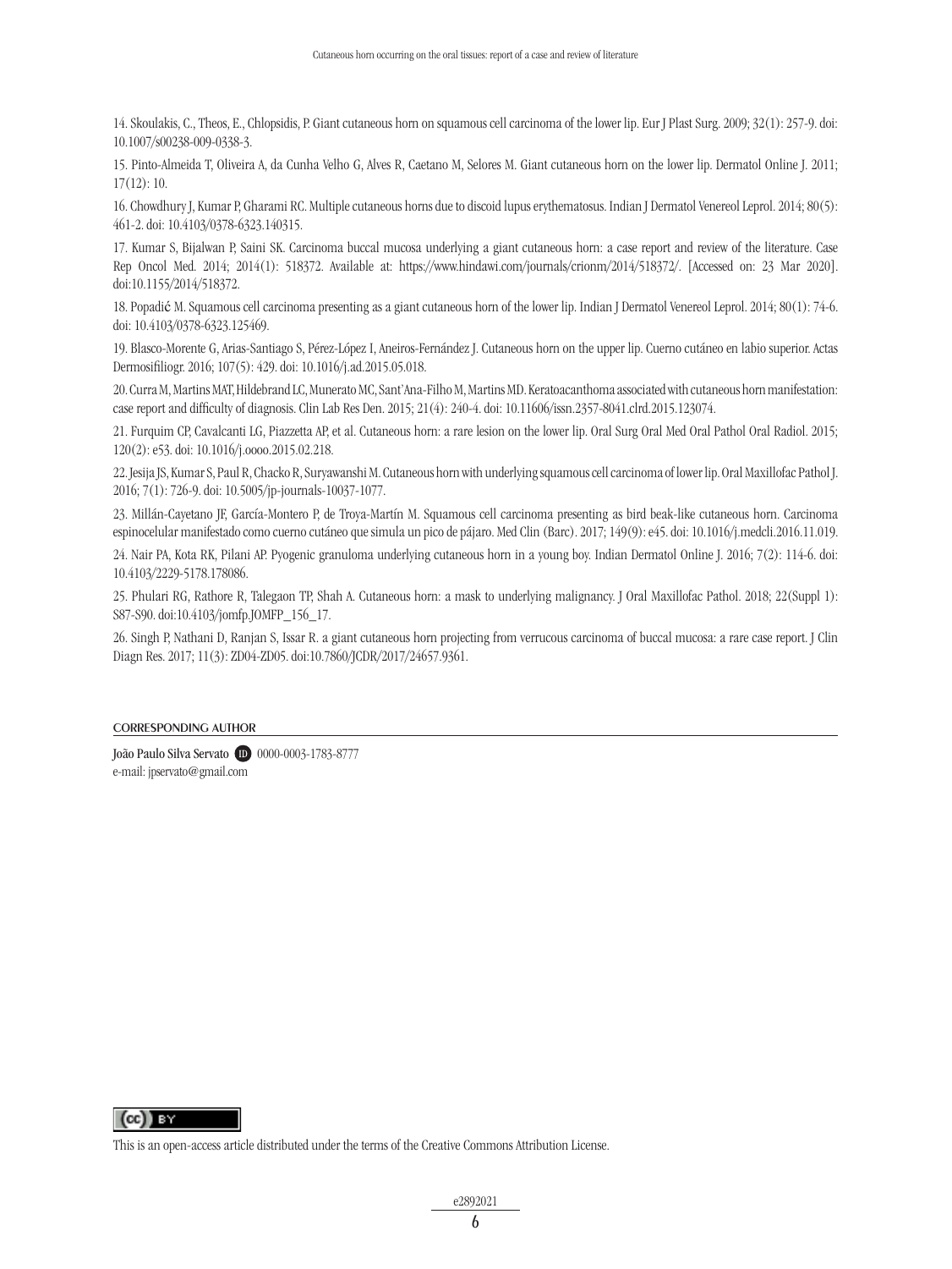14. Skoulakis, C., Theos, E., Chlopsidis, P. Giant cutaneous horn on squamous cell carcinoma of the lower lip. Eur J Plast Surg. 2009; 32(1): 257-9. doi: 10.1007/s00238-009-0338-3.

15. Pinto-Almeida T, Oliveira A, da Cunha Velho G, Alves R, Caetano M, Selores M. Giant cutaneous horn on the lower lip. Dermatol Online J. 2011; 17(12): 10.

16. Chowdhury J, Kumar P, Gharami RC. Multiple cutaneous horns due to discoid lupus erythematosus. Indian J Dermatol Venereol Leprol. 2014; 80(5): 461-2. doi: 10.4103/0378-6323.140315.

17. Kumar S, Bijalwan P, Saini SK. Carcinoma buccal mucosa underlying a giant cutaneous horn: a case report and review of the literature. Case Rep Oncol Med. 2014; 2014(1): 518372. Available at: https://www.hindawi.com/journals/crionm/2014/518372/. [Accessed on: 23 Mar 2020]. doi:10.1155/2014/518372.

18. Popadić M. Squamous cell carcinoma presenting as a giant cutaneous horn of the lower lip. Indian J Dermatol Venereol Leprol. 2014; 80(1): 74-6. doi: 10.4103/0378-6323.125469.

19. Blasco-Morente G, Arias-Santiago S, Pérez-López I, Aneiros-Fernández J. Cutaneous horn on the upper lip. Cuerno cutáneo en labio superior. Actas Dermosifiliogr. 2016; 107(5): 429. doi: 10.1016/j.ad.2015.05.018.

20. Curra M, Martins MAT, Hildebrand LC, Munerato MC, Sant'Ana-Filho M, Martins MD. Keratoacanthoma associated with cutaneous horn manifestation: case report and difficulty of diagnosis. Clin Lab Res Den. 2015; 21(4): 240-4. doi: 10.11606/issn.2357-8041.clrd.2015.123074.

21. Furquim CP, Cavalcanti LG, Piazzetta AP, et al. Cutaneous horn: a rare lesion on the lower lip. Oral Surg Oral Med Oral Pathol Oral Radiol. 2015; 120(2): e53. doi: 10.1016/j.oooo.2015.02.218.

22. Jesija JS, Kumar S, Paul R, Chacko R, Suryawanshi M. Cutaneous horn with underlying squamous cell carcinoma of lower lip. Oral Maxillofac Pathol J. 2016; 7(1): 726-9. doi: 10.5005/jp-journals-10037-1077.

23. Millán-Cayetano JF, García-Montero P, de Troya-Martín M. Squamous cell carcinoma presenting as bird beak-like cutaneous horn. Carcinoma espinocelular manifestado como cuerno cutáneo que simula un pico de pájaro. Med Clin (Barc). 2017; 149(9): e45. doi: 10.1016/j.medcli.2016.11.019.

24. Nair PA, Kota RK, Pilani AP. Pyogenic granuloma underlying cutaneous horn in a young boy. Indian Dermatol Online J. 2016; 7(2): 114-6. doi: 10.4103/2229-5178.178086.

25. Phulari RG, Rathore R, Talegaon TP, Shah A. Cutaneous horn: a mask to underlying malignancy. J Oral Maxillofac Pathol. 2018; 22(Suppl 1): S87-S90. doi:10.4103/jomfp.JOMFP_156_17.

26. Singh P, Nathani D, Ranjan S, Issar R. a giant cutaneous horn projecting from verrucous carcinoma of buccal mucosa: a rare case report. J Clin Diagn Res. 2017; 11(3): ZD04-ZD05. doi:10.7860/JCDR/2017/24657.9361.

**CORRESPONDING AUTHOR**

**João Paulo Silva Servato** 0000-0003-1783-8777
e-mail: jpservato@gmail.com

This is an open-access article distributed under the terms of the Creative Commons Attribution License.